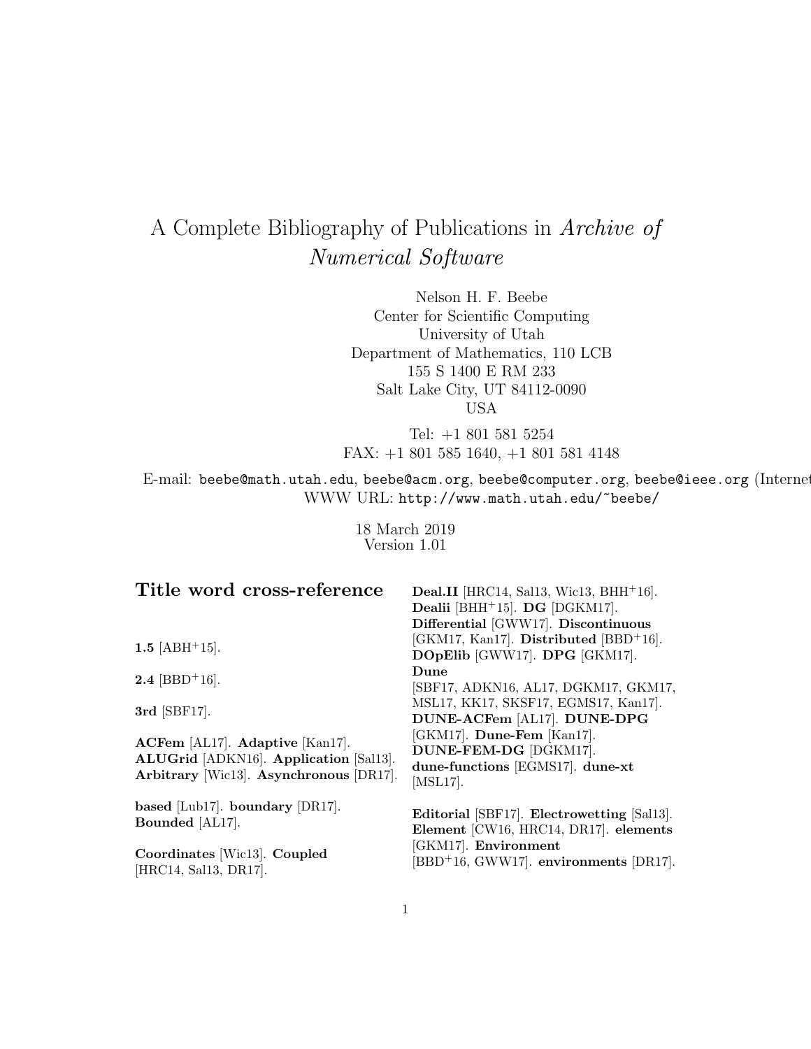# A Complete Bibliography of Publications in *Archive of Numerical Software*

Nelson H. F. Beebe
Center for Scientific Computing
University of Utah
Department of Mathematics, 110 LCB
155 S 1400 E RM 233
Salt Lake City, UT 84112-0090
USA

Tel: +1 801 581 5254
FAX: +1 801 585 1640, +1 801 581 4148

E-mail: `beebe@math.utah.edu`, `beebe@acm.org`, `beebe@computer.org`, `beebe@ieee.org` (Internet)
WWW URL: `http://www.math.utah.edu/~beebe/`

18 March 2019
Version 1.01

## Title word cross-reference

**1.5** [ABH+15].

**2.4** [BBD+16].

**3rd** [SBF17].

**ACFem** [AL17]. **Adaptive** [Kan17]. **ALUGrid** [ADKN16]. **Application** [Sal13]. **Arbitrary** [Wic13]. **Asynchronous** [DR17].

**based** [Lub17]. **boundary** [DR17]. **Bounded** [AL17].

**Coordinates** [Wic13]. **Coupled** [HRC14, Sal13, DR17].

**Deal.II** [HRC14, Sal13, Wic13, BHH+16]. **Dealii** [BHH+15]. **DG** [DGKM17]. **Differential** [GWW17]. **Discontinuous** [GKM17, Kan17]. **Distributed** [BBD+16]. **DOpElib** [GWW17]. **DPG** [GKM17]. **Dune** [SBF17, ADKN16, AL17, DGKM17, GKM17, MSL17, KK17, SKSF17, EGMS17, Kan17]. **DUNE-ACFem** [AL17]. **DUNE-DPG** [GKM17]. **Dune-Fem** [Kan17]. **DUNE-FEM-DG** [DGKM17]. **dune-functions** [EGMS17]. **dune-xt** [MSL17].

**Editorial** [SBF17]. **Electrowetting** [Sal13]. **Element** [CW16, HRC14, DR17]. **elements** [GKM17]. **Environment** [BBD+16, GWW17]. **environments** [DR17].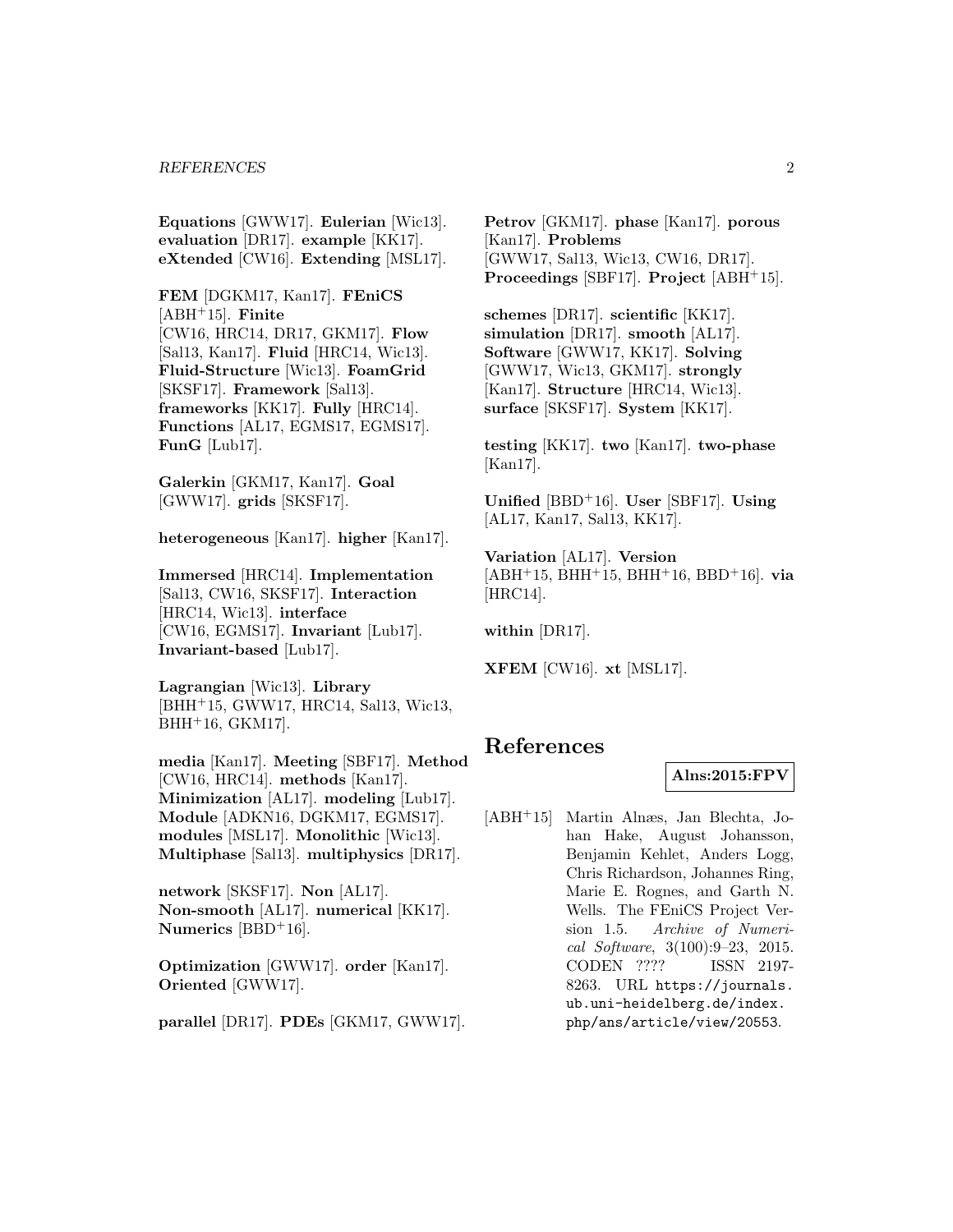**Equations** [GWW17]. **Eulerian** [Wic13]. **evaluation** [DR17]. **example** [KK17]. **eXtended** [CW16]. **Extending** [MSL17].

**FEM** [DGKM17, Kan17]. **FEniCS** [ABH+15]. **Finite** [CW16, HRC14, DR17, GKM17]. **Flow** [Sal13, Kan17]. **Fluid** [HRC14, Wic13]. **Fluid-Structure** [Wic13]. **FoamGrid** [SKSF17]. **Framework** [Sal13]. **frameworks** [KK17]. **Fully** [HRC14]. **Functions** [AL17, EGMS17, EGMS17]. **FunG** [Lub17].

**Galerkin** [GKM17, Kan17]. **Goal** [GWW17]. **grids** [SKSF17].

**heterogeneous** [Kan17]. **higher** [Kan17].

**Immersed** [HRC14]. **Implementation** [Sal13, CW16, SKSF17]. **Interaction** [HRC14, Wic13]. **interface** [CW16, EGMS17]. **Invariant** [Lub17]. **Invariant-based** [Lub17].

**Lagrangian** [Wic13]. **Library** [BHH+15, GWW17, HRC14, Sal13, Wic13, BHH+16, GKM17].

**media** [Kan17]. **Meeting** [SBF17]. **Method** [CW16, HRC14]. **methods** [Kan17]. **Minimization** [AL17]. **modeling** [Lub17]. **Module** [ADKN16, DGKM17, EGMS17]. **modules** [MSL17]. **Monolithic** [Wic13]. **Multiphase** [Sal13]. **multiphysics** [DR17].

**network** [SKSF17]. **Non** [AL17]. **Non-smooth** [AL17]. **numerical** [KK17]. **Numerics** [BBD+16].

**Optimization** [GWW17]. **order** [Kan17]. **Oriented** [GWW17].

**parallel** [DR17]. **PDEs** [GKM17, GWW17]. **Petrov** [GKM17]. **phase** [Kan17]. **porous** [Kan17]. **Problems** [GWW17, Sal13, Wic13, CW16, DR17]. **Proceedings** [SBF17]. **Project** [ABH+15].

**schemes** [DR17]. **scientific** [KK17]. **simulation** [DR17]. **smooth** [AL17]. **Software** [GWW17, KK17]. **Solving** [GWW17, Wic13, GKM17]. **strongly** [Kan17]. **Structure** [HRC14, Wic13]. **surface** [SKSF17]. **System** [KK17].

**testing** [KK17]. **two** [Kan17]. **two-phase** [Kan17].

**Unified** [BBD+16]. **User** [SBF17]. **Using** [AL17, Kan17, Sal13, KK17].

**Variation** [AL17]. **Version** [ABH+15, BHH+15, BHH+16, BBD+16]. **via** [HRC14].

**within** [DR17].

**XFEM** [CW16]. **xt** [MSL17].

# References

**Alns:2015:FPV**

[ABH+15] Martin Alnæs, Jan Blechta, Johan Hake, August Johansson, Benjamin Kehlet, Anders Logg, Chris Richardson, Johannes Ring, Marie E. Rognes, and Garth N. Wells. The FEniCS Project Version 1.5. *Archive of Numerical Software*, 3(100):9–23, 2015. CODEN ???? ISSN 2197-8263. URL https://journals.ub.uni-heidelberg.de/index.php/ans/article/view/20553.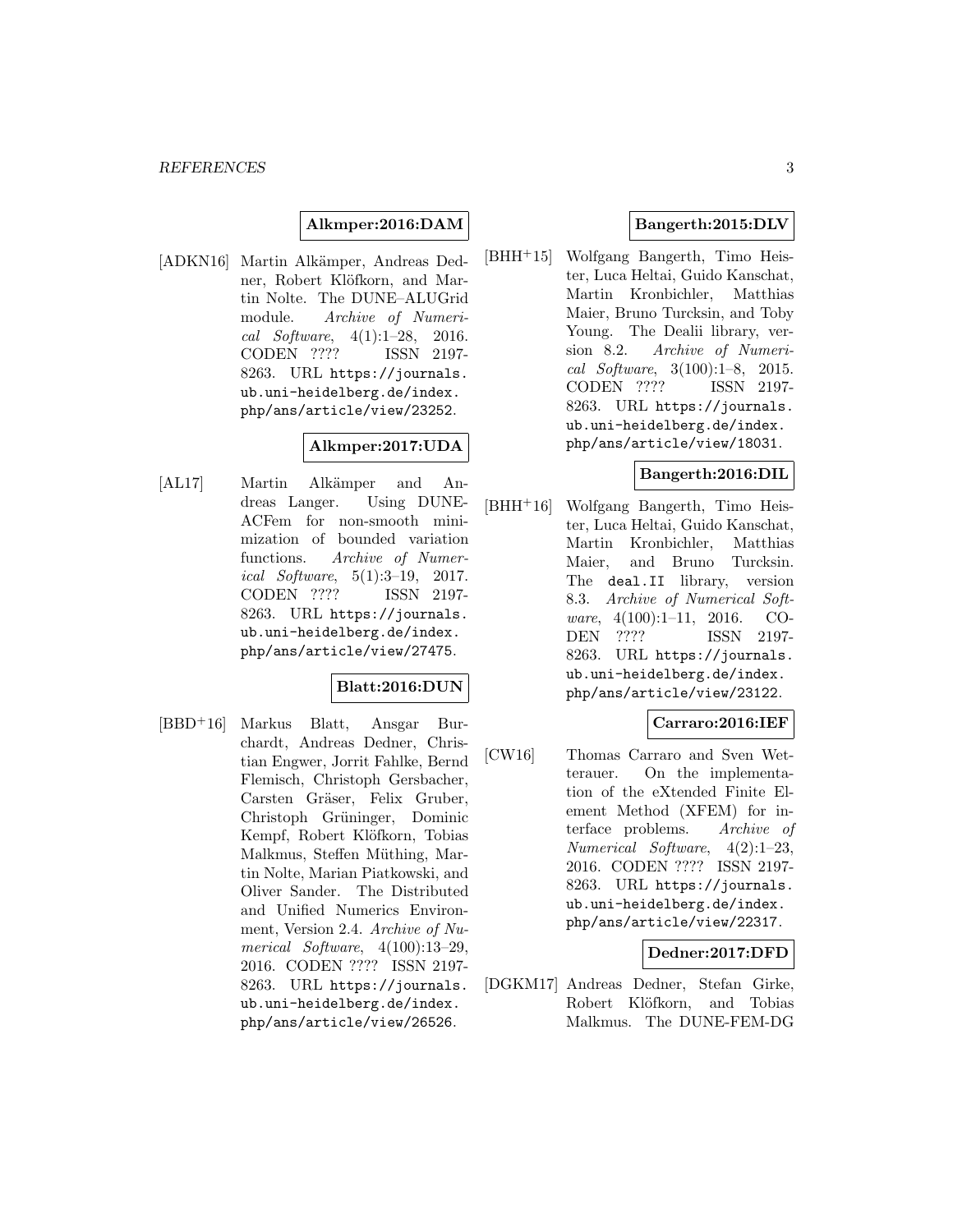**Alkmper:2016:DAM**

[ADKN16] Martin Alkämper, Andreas Dedner, Robert Klöfkorn, and Martin Nolte. The DUNE–ALUGrid module. *Archive of Numerical Software*, 4(1):1–28, 2016. CODEN ???? ISSN 2197-8263. URL https://journals.ub.uni-heidelberg.de/index.php/ans/article/view/23252.

**Alkmper:2017:UDA**

[AL17] Martin Alkämper and Andreas Langer. Using DUNE-ACFem for non-smooth minimization of bounded variation functions. *Archive of Numerical Software*, 5(1):3–19, 2017. CODEN ???? ISSN 2197-8263. URL https://journals.ub.uni-heidelberg.de/index.php/ans/article/view/27475.

**Blatt:2016:DUN**

[BBD+16] Markus Blatt, Ansgar Burchardt, Andreas Dedner, Christian Engwer, Jorrit Fahlke, Bernd Flemisch, Christoph Gersbacher, Carsten Gräser, Felix Gruber, Christoph Grüninger, Dominic Kempf, Robert Klöfkorn, Tobias Malkmus, Steffen Müthing, Martin Nolte, Marian Piatkowski, and Oliver Sander. The Distributed and Unified Numerics Environment, Version 2.4. *Archive of Numerical Software*, 4(100):13–29, 2016. CODEN ???? ISSN 2197-8263. URL https://journals.ub.uni-heidelberg.de/index.php/ans/article/view/26526.

**Bangerth:2015:DLV**

[BHH+15] Wolfgang Bangerth, Timo Heister, Luca Heltai, Guido Kanschat, Martin Kronbichler, Matthias Maier, Bruno Turcksin, and Toby Young. The Dealii library, version 8.2. *Archive of Numerical Software*, 3(100):1–8, 2015. CODEN ???? ISSN 2197-8263. URL https://journals.ub.uni-heidelberg.de/index.php/ans/article/view/18031.

**Bangerth:2016:DIL**

[BHH+16] Wolfgang Bangerth, Timo Heister, Luca Heltai, Guido Kanschat, Martin Kronbichler, Matthias Maier, and Bruno Turcksin. The `deal.II` library, version 8.3. *Archive of Numerical Software*, 4(100):1–11, 2016. CODEN ???? ISSN 2197-8263. URL https://journals.ub.uni-heidelberg.de/index.php/ans/article/view/23122.

**Carraro:2016:IEF**

[CW16] Thomas Carraro and Sven Wetterauer. On the implementation of the eXtended Finite Element Method (XFEM) for interface problems. *Archive of Numerical Software*, 4(2):1–23, 2016. CODEN ???? ISSN 2197-8263. URL https://journals.ub.uni-heidelberg.de/index.php/ans/article/view/22317.

**Dedner:2017:DFD**

[DGKM17] Andreas Dedner, Stefan Girke, Robert Klöfkorn, and Tobias Malkmus. The DUNE-FEM-DG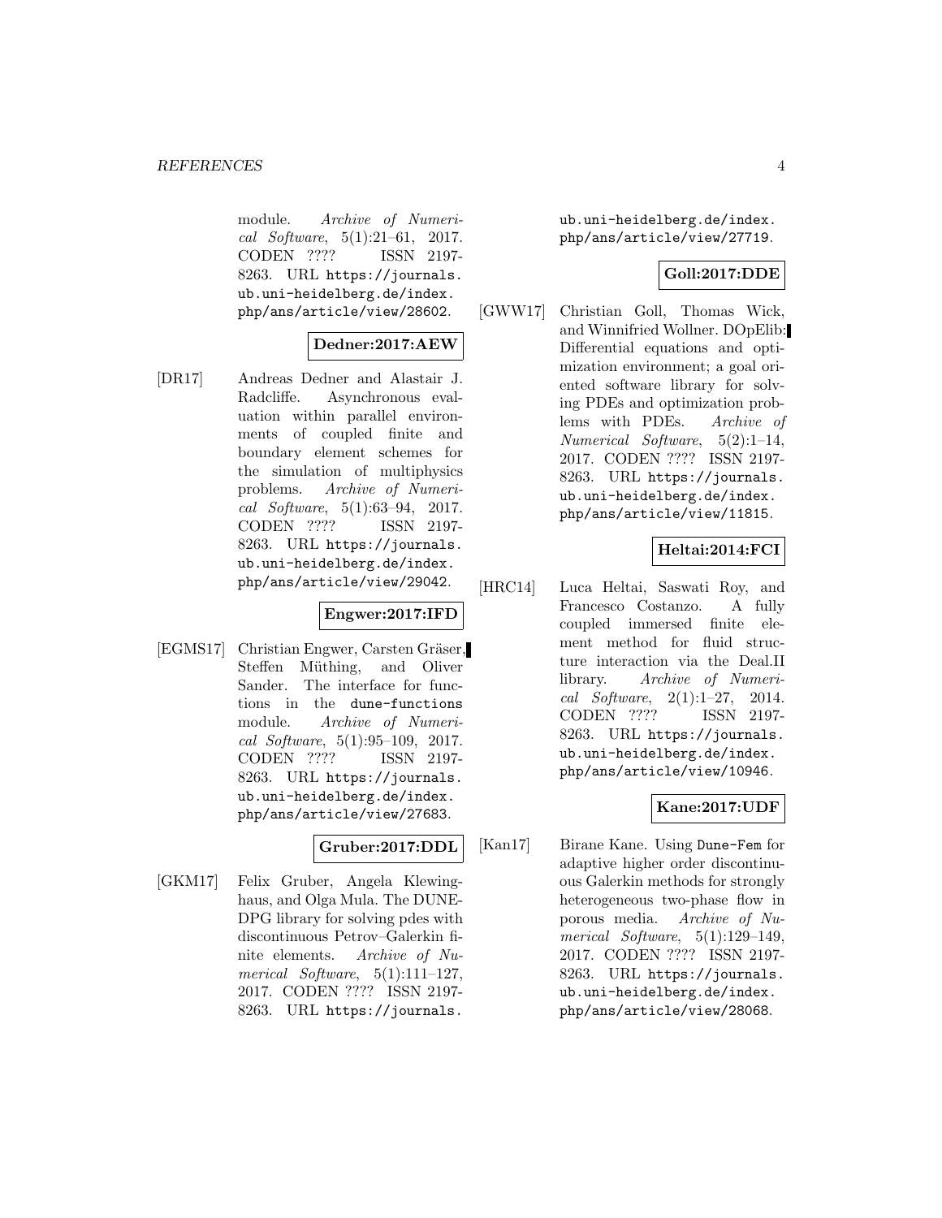module. *Archive of Numerical Software*, 5(1):21–61, 2017. CODEN ???? ISSN 2197-8263. URL `https://journals.ub.uni-heidelberg.de/index.php/ans/article/view/28602`.

**Dedner:2017:AEW**

[DR17] Andreas Dedner and Alastair J. Radcliffe. Asynchronous evaluation within parallel environments of coupled finite and boundary element schemes for the simulation of multiphysics problems. *Archive of Numerical Software*, 5(1):63–94, 2017. CODEN ???? ISSN 2197-8263. URL `https://journals.ub.uni-heidelberg.de/index.php/ans/article/view/29042`.

**Engwer:2017:IFD**

[EGMS17] Christian Engwer, Carsten Gräser, Steffen Müthing, and Oliver Sander. The interface for functions in the `dune-functions` module. *Archive of Numerical Software*, 5(1):95–109, 2017. CODEN ???? ISSN 2197-8263. URL `https://journals.ub.uni-heidelberg.de/index.php/ans/article/view/27683`.

**Gruber:2017:DDL**

[GKM17] Felix Gruber, Angela Klewinghaus, and Olga Mula. The DUNE-DPG library for solving pdes with discontinuous Petrov–Galerkin finite elements. *Archive of Numerical Software*, 5(1):111–127, 2017. CODEN ???? ISSN 2197-8263. URL `https://journals.ub.uni-heidelberg.de/index.php/ans/article/view/27719`.

**Goll:2017:DDE**

[GWW17] Christian Goll, Thomas Wick, and Winnifried Wollner. DOpElib: Differential equations and optimization environment; a goal oriented software library for solving PDEs and optimization problems with PDEs. *Archive of Numerical Software*, 5(2):1–14, 2017. CODEN ???? ISSN 2197-8263. URL `https://journals.ub.uni-heidelberg.de/index.php/ans/article/view/11815`.

**Heltai:2014:FCI**

[HRC14] Luca Heltai, Saswati Roy, and Francesco Costanzo. A fully coupled immersed finite element method for fluid structure interaction via the Deal.II library. *Archive of Numerical Software*, 2(1):1–27, 2014. CODEN ???? ISSN 2197-8263. URL `https://journals.ub.uni-heidelberg.de/index.php/ans/article/view/10946`.

**Kane:2017:UDF**

[Kan17] Birane Kane. Using `Dune-Fem` for adaptive higher order discontinuous Galerkin methods for strongly heterogeneous two-phase flow in porous media. *Archive of Numerical Software*, 5(1):129–149, 2017. CODEN ???? ISSN 2197-8263. URL `https://journals.ub.uni-heidelberg.de/index.php/ans/article/view/28068`.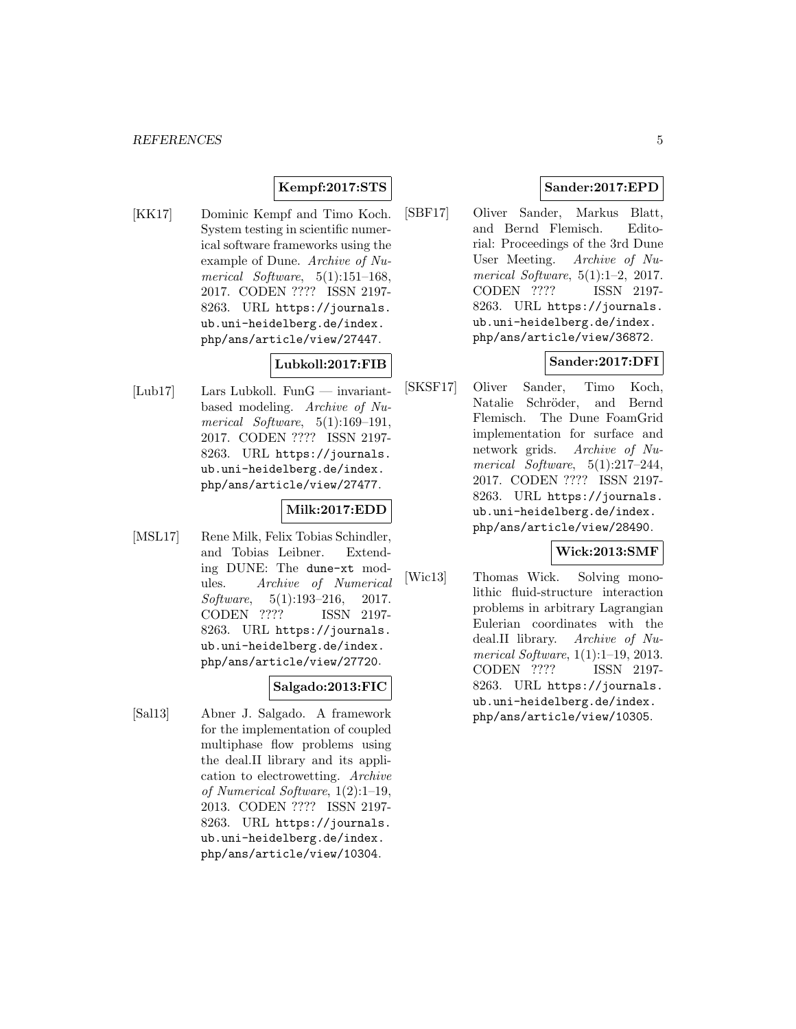**Kempf:2017:STS**

[KK17] Dominic Kempf and Timo Koch. System testing in scientific numerical software frameworks using the example of Dune. *Archive of Numerical Software*, 5(1):151–168, 2017. CODEN ???? ISSN 2197-8263. URL https://journals.ub.uni-heidelberg.de/index.php/ans/article/view/27447.

**Lubkoll:2017:FIB**

[Lub17] Lars Lubkoll. FunG — invariant-based modeling. *Archive of Numerical Software*, 5(1):169–191, 2017. CODEN ???? ISSN 2197-8263. URL https://journals.ub.uni-heidelberg.de/index.php/ans/article/view/27477.

**Milk:2017:EDD**

[MSL17] Rene Milk, Felix Tobias Schindler, and Tobias Leibner. Extending DUNE: The `dune-xt` modules. *Archive of Numerical Software*, 5(1):193–216, 2017. CODEN ???? ISSN 2197-8263. URL https://journals.ub.uni-heidelberg.de/index.php/ans/article/view/27720.

**Salgado:2013:FIC**

[Sal13] Abner J. Salgado. A framework for the implementation of coupled multiphase flow problems using the deal.II library and its application to electrowetting. *Archive of Numerical Software*, 1(2):1–19, 2013. CODEN ???? ISSN 2197-8263. URL https://journals.ub.uni-heidelberg.de/index.php/ans/article/view/10304.

**Sander:2017:EPD**

[SBF17] Oliver Sander, Markus Blatt, and Bernd Flemisch. Editorial: Proceedings of the 3rd Dune User Meeting. *Archive of Numerical Software*, 5(1):1–2, 2017. CODEN ???? ISSN 2197-8263. URL https://journals.ub.uni-heidelberg.de/index.php/ans/article/view/36872.

**Sander:2017:DFI**

[SKSF17] Oliver Sander, Timo Koch, Natalie Schröder, and Bernd Flemisch. The Dune FoamGrid implementation for surface and network grids. *Archive of Numerical Software*, 5(1):217–244, 2017. CODEN ???? ISSN 2197-8263. URL https://journals.ub.uni-heidelberg.de/index.php/ans/article/view/28490.

**Wick:2013:SMF**

[Wic13] Thomas Wick. Solving monolithic fluid-structure interaction problems in arbitrary Lagrangian Eulerian coordinates with the deal.II library. *Archive of Numerical Software*, 1(1):1–19, 2013. CODEN ???? ISSN 2197-8263. URL https://journals.ub.uni-heidelberg.de/index.php/ans/article/view/10305.